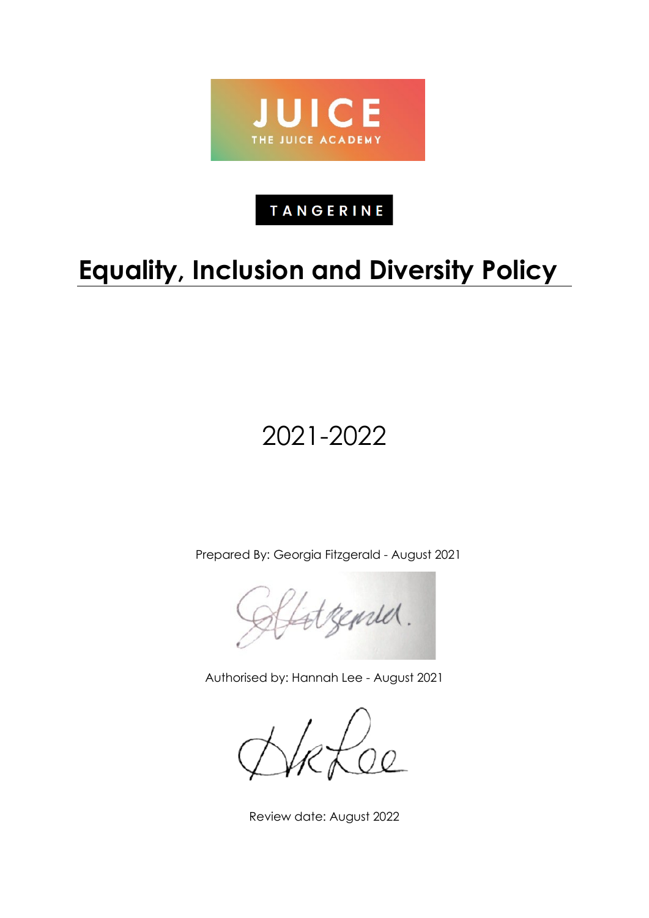JUICE

THE JUICE ACADEMY

TANGERINE

# Equality, Inclusion and Diversity Policy

2021-2022

Prepared By: Georgia Fitzgerald - August 2021

Authorised by: Hannah Lee - August 2021

Review date: August 2022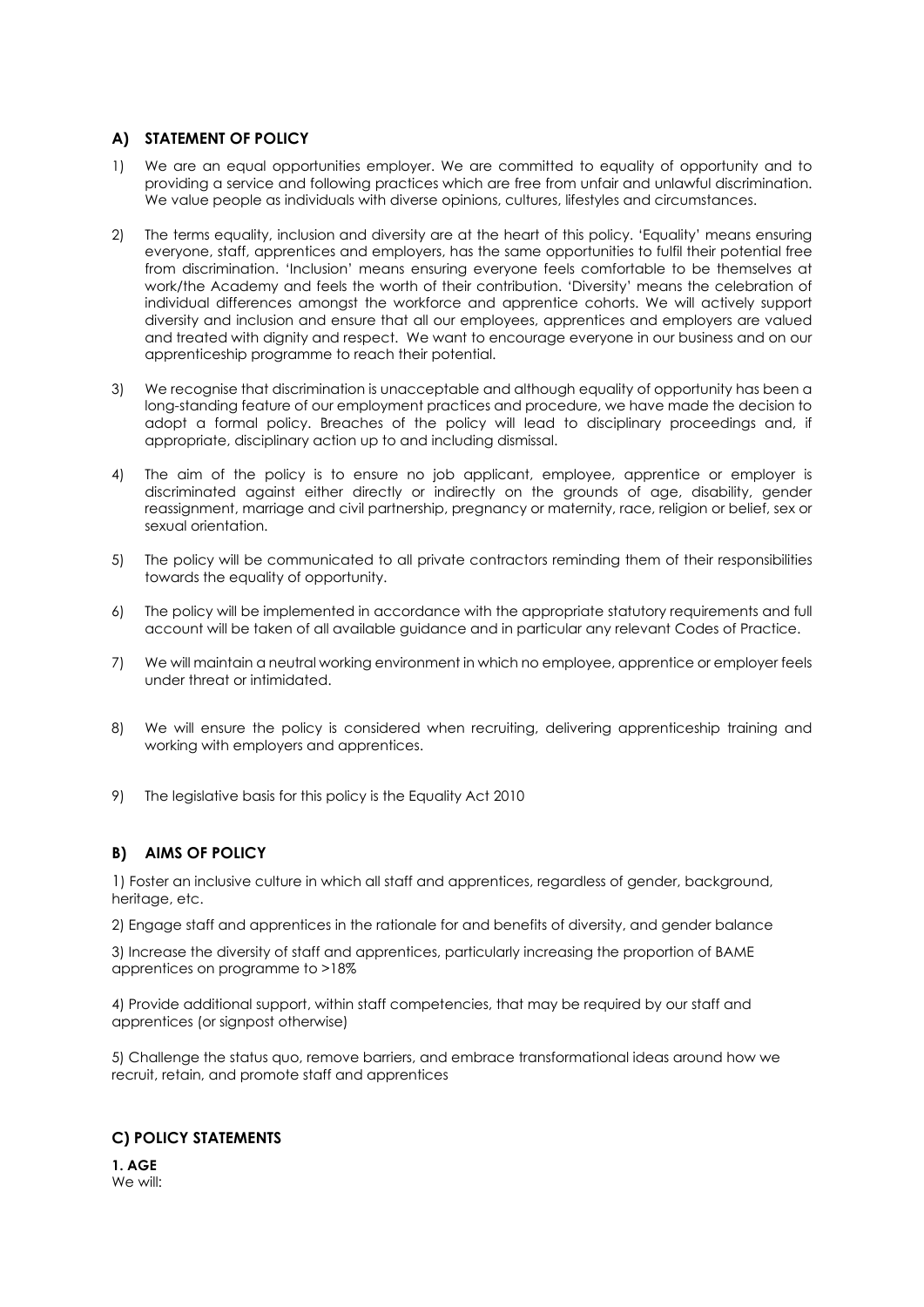### A) STATEMENT OF POLICY

1) We are an equal opportunities employer. We are committed to equality of opportunity and to providing a service and following practices which are free from unfair and unlawful discrimination. We value people as individuals with diverse opinions, cultures, lifestyles and circumstances.

2) The terms equality, inclusion and diversity are at the heart of this policy. 'Equality' means ensuring everyone, staff, apprentices and employers, has the same opportunities to fulfil their potential free from discrimination. 'Inclusion' means ensuring everyone feels comfortable to be themselves at work/the Academy and feels the worth of their contribution. 'Diversity' means the celebration of individual differences amongst the workforce and apprentice cohorts. We will actively support diversity and inclusion and ensure that all our employees, apprentices and employers are valued and treated with dignity and respect. We want to encourage everyone in our business and on our apprenticeship programme to reach their potential.

3) We recognise that discrimination is unacceptable and although equality of opportunity has been a long-standing feature of our employment practices and procedure, we have made the decision to adopt a formal policy. Breaches of the policy will lead to disciplinary proceedings and, if appropriate, disciplinary action up to and including dismissal.

4) The aim of the policy is to ensure no job applicant, employee, apprentice or employer is discriminated against either directly or indirectly on the grounds of age, disability, gender reassignment, marriage and civil partnership, pregnancy or maternity, race, religion or belief, sex or sexual orientation.

5) The policy will be communicated to all private contractors reminding them of their responsibilities towards the equality of opportunity.

6) The policy will be implemented in accordance with the appropriate statutory requirements and full account will be taken of all available guidance and in particular any relevant Codes of Practice.

7) We will maintain a neutral working environment in which no employee, apprentice or employer feels under threat or intimidated.

8) We will ensure the policy is considered when recruiting, delivering apprenticeship training and working with employers and apprentices.

9) The legislative basis for this policy is the Equality Act 2010

### B) AIMS OF POLICY

1) Foster an inclusive culture in which all staff and apprentices, regardless of gender, background, heritage, etc.

2) Engage staff and apprentices in the rationale for and benefits of diversity, and gender balance

3) Increase the diversity of staff and apprentices, particularly increasing the proportion of BAME apprentices on programme to >18%

4) Provide additional support, within staff competencies, that may be required by our staff and apprentices (or signpost otherwise)

5) Challenge the status quo, remove barriers, and embrace transformational ideas around how we recruit, retain, and promote staff and apprentices

### C) POLICY STATEMENTS

**1. AGE**

We will: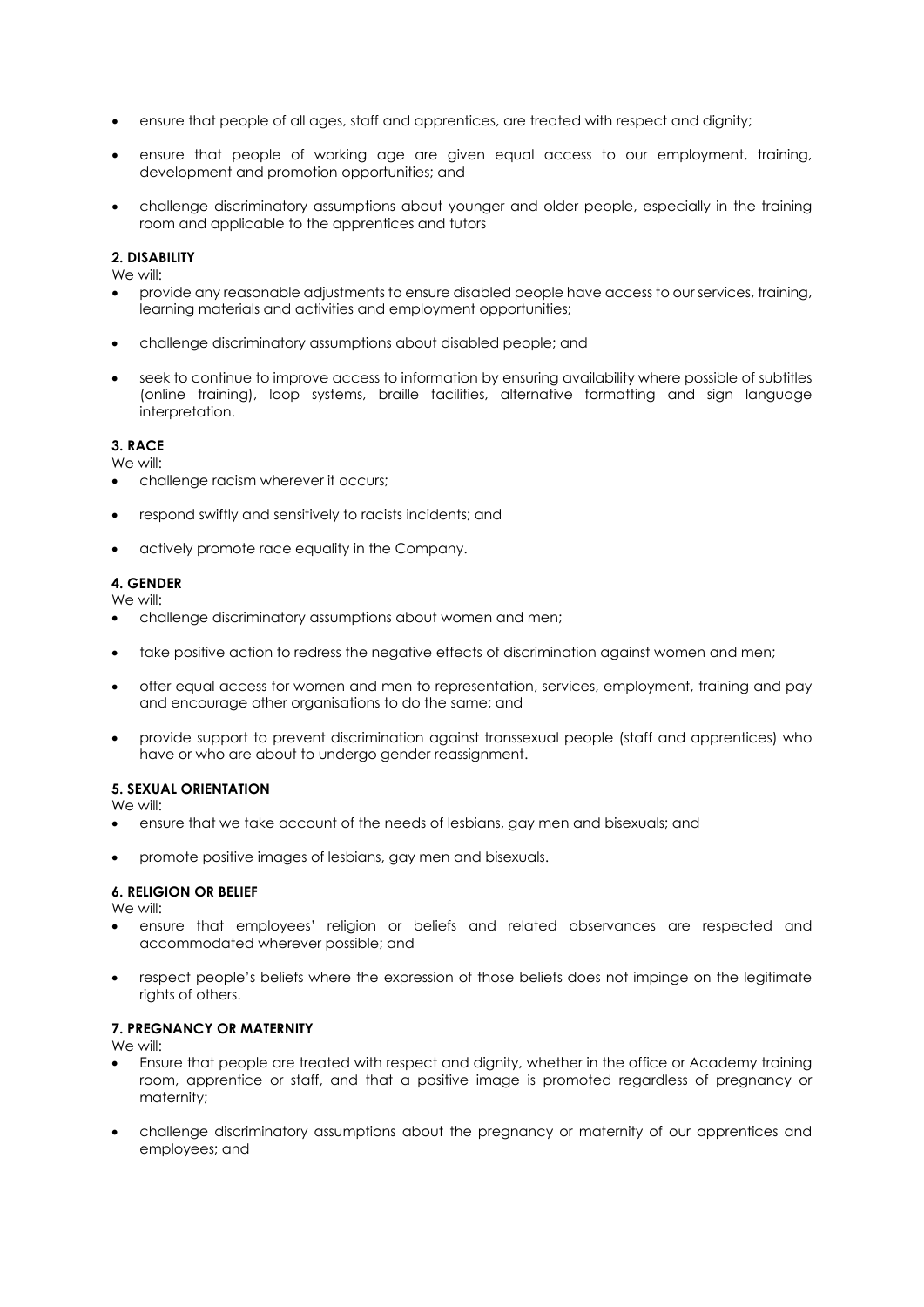- ensure that people of all ages, staff and apprentices, are treated with respect and dignity;
- ensure that people of working age are given equal access to our employment, training, development and promotion opportunities; and
- challenge discriminatory assumptions about younger and older people, especially in the training room and applicable to the apprentices and tutors

**2. DISABILITY**

We will:

- provide any reasonable adjustments to ensure disabled people have access to our services, training, learning materials and activities and employment opportunities;
- challenge discriminatory assumptions about disabled people; and
- seek to continue to improve access to information by ensuring availability where possible of subtitles (online training), loop systems, braille facilities, alternative formatting and sign language interpretation.

**3. RACE**

We will:

- challenge racism wherever it occurs;
- respond swiftly and sensitively to racists incidents; and
- actively promote race equality in the Company.

**4. GENDER**

We will:

- challenge discriminatory assumptions about women and men;
- take positive action to redress the negative effects of discrimination against women and men;
- offer equal access for women and men to representation, services, employment, training and pay and encourage other organisations to do the same; and
- provide support to prevent discrimination against transsexual people (staff and apprentices) who have or who are about to undergo gender reassignment.

**5. SEXUAL ORIENTATION**

We will:

- ensure that we take account of the needs of lesbians, gay men and bisexuals; and
- promote positive images of lesbians, gay men and bisexuals.

**6. RELIGION OR BELIEF**

We will:

- ensure that employees' religion or beliefs and related observances are respected and accommodated wherever possible; and
- respect people's beliefs where the expression of those beliefs does not impinge on the legitimate rights of others.

**7. PREGNANCY OR MATERNITY**

We will:

- Ensure that people are treated with respect and dignity, whether in the office or Academy training room, apprentice or staff, and that a positive image is promoted regardless of pregnancy or maternity;
- challenge discriminatory assumptions about the pregnancy or maternity of our apprentices and employees; and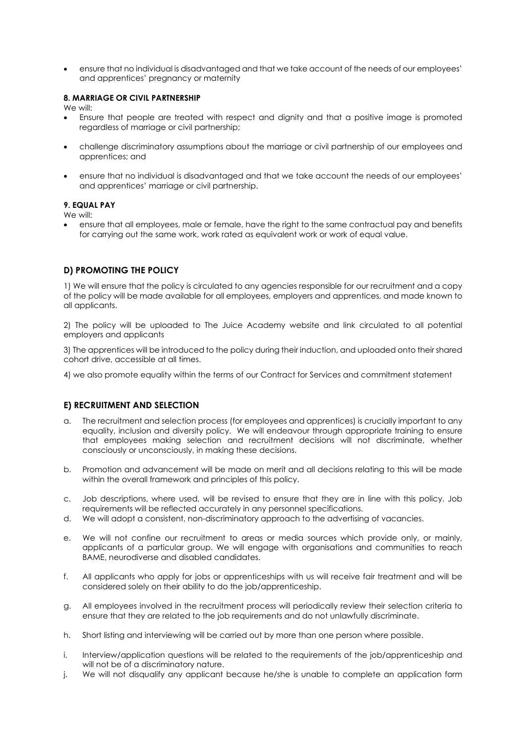- ensure that no individual is disadvantaged and that we take account of the needs of our employees' and apprentices' pregnancy or maternity

**8. MARRIAGE OR CIVIL PARTNERSHIP**

We will:

- Ensure that people are treated with respect and dignity and that a positive image is promoted regardless of marriage or civil partnership;
- challenge discriminatory assumptions about the marriage or civil partnership of our employees and apprentices; and
- ensure that no individual is disadvantaged and that we take account the needs of our employees' and apprentices' marriage or civil partnership.

**9. EQUAL PAY**

We will:

- ensure that all employees, male or female, have the right to the same contractual pay and benefits for carrying out the same work, work rated as equivalent work or work of equal value.

## D) PROMOTING THE POLICY

1) We will ensure that the policy is circulated to any agencies responsible for our recruitment and a copy of the policy will be made available for all employees, employers and apprentices, and made known to all applicants.

2) The policy will be uploaded to The Juice Academy website and link circulated to all potential employers and applicants

3) The apprentices will be introduced to the policy during their induction, and uploaded onto their shared cohort drive, accessible at all times.

4) we also promote equality within the terms of our Contract for Services and commitment statement

## E) RECRUITMENT AND SELECTION

a. The recruitment and selection process (for employees and apprentices) is crucially important to any equality, inclusion and diversity policy. We will endeavour through appropriate training to ensure that employees making selection and recruitment decisions will not discriminate, whether consciously or unconsciously, in making these decisions.

b. Promotion and advancement will be made on merit and all decisions relating to this will be made within the overall framework and principles of this policy.

c. Job descriptions, where used, will be revised to ensure that they are in line with this policy. Job requirements will be reflected accurately in any personnel specifications.

d. We will adopt a consistent, non-discriminatory approach to the advertising of vacancies.

e. We will not confine our recruitment to areas or media sources which provide only, or mainly, applicants of a particular group. We will engage with organisations and communities to reach BAME, neurodiverse and disabled candidates.

f. All applicants who apply for jobs or apprenticeships with us will receive fair treatment and will be considered solely on their ability to do the job/apprenticeship.

g. All employees involved in the recruitment process will periodically review their selection criteria to ensure that they are related to the job requirements and do not unlawfully discriminate.

h. Short listing and interviewing will be carried out by more than one person where possible.

i. Interview/application questions will be related to the requirements of the job/apprenticeship and will not be of a discriminatory nature.

j. We will not disqualify any applicant because he/she is unable to complete an application form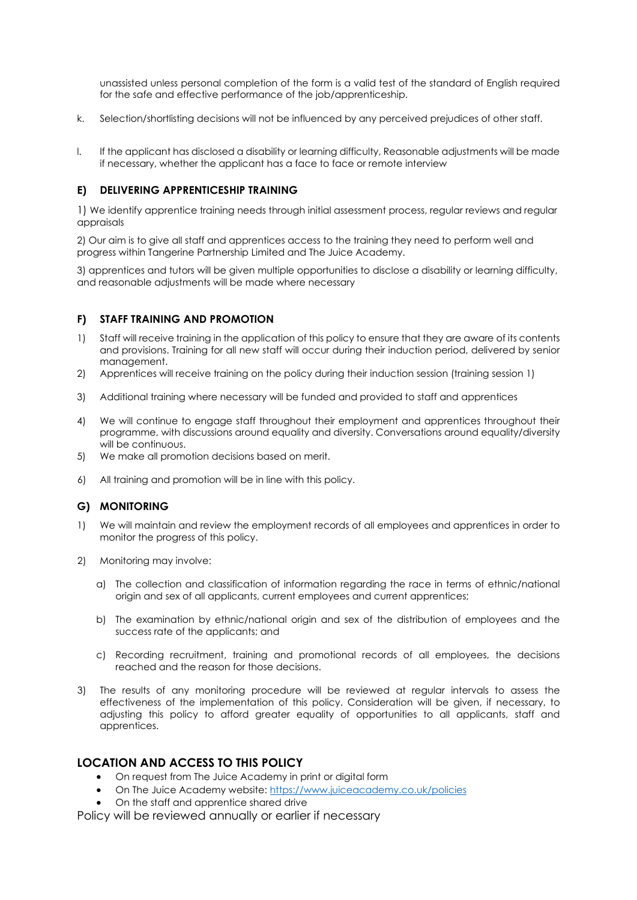unassisted unless personal completion of the form is a valid test of the standard of English required for the safe and effective performance of the job/apprenticeship.

k. Selection/shortlisting decisions will not be influenced by any perceived prejudices of other staff.

l. If the applicant has disclosed a disability or learning difficulty, Reasonable adjustments will be made if necessary, whether the applicant has a face to face or remote interview

### E) DELIVERING APPRENTICESHIP TRAINING

1) We identify apprentice training needs through initial assessment process, regular reviews and regular appraisals

2) Our aim is to give all staff and apprentices access to the training they need to perform well and progress within Tangerine Partnership Limited and The Juice Academy.

3) apprentices and tutors will be given multiple opportunities to disclose a disability or learning difficulty, and reasonable adjustments will be made where necessary

### F) STAFF TRAINING AND PROMOTION

1) Staff will receive training in the application of this policy to ensure that they are aware of its contents and provisions. Training for all new staff will occur during their induction period, delivered by senior management.
2) Apprentices will receive training on the policy during their induction session (training session 1)
3) Additional training where necessary will be funded and provided to staff and apprentices
4) We will continue to engage staff throughout their employment and apprentices throughout their programme, with discussions around equality and diversity. Conversations around equality/diversity will be continuous.
5) We make all promotion decisions based on merit.
6) All training and promotion will be in line with this policy.

### G) MONITORING

1) We will maintain and review the employment records of all employees and apprentices in order to monitor the progress of this policy.
2) Monitoring may involve:
   a) The collection and classification of information regarding the race in terms of ethnic/national origin and sex of all applicants, current employees and current apprentices;
   b) The examination by ethnic/national origin and sex of the distribution of employees and the success rate of the applicants; and
   c) Recording recruitment, training and promotional records of all employees, the decisions reached and the reason for those decisions.
3) The results of any monitoring procedure will be reviewed at regular intervals to assess the effectiveness of the implementation of this policy. Consideration will be given, if necessary, to adjusting this policy to afford greater equality of opportunities to all applicants, staff and apprentices.

## LOCATION AND ACCESS TO THIS POLICY

- On request from The Juice Academy in print or digital form
- On The Juice Academy website: https://www.juiceacademy.co.uk/policies
- On the staff and apprentice shared drive

Policy will be reviewed annually or earlier if necessary